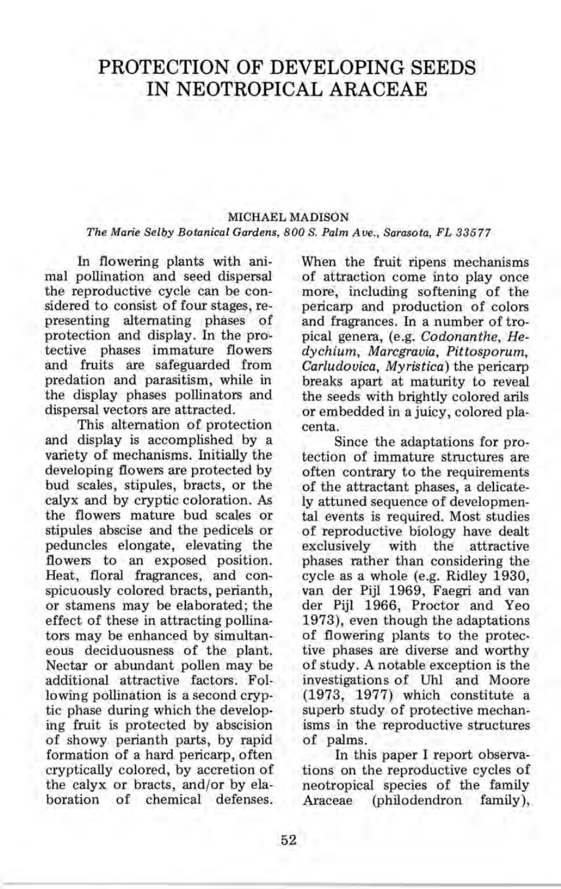# PROTECTION OF DEVELOPING SEEDS IN NEOTROPICAL ARACEAE

MICHAEL MADISON

*The Marie Selby Botanical Gardens, 800 S. Palm Ave., Sarasota, FL 33577*

In flowering plants with animal pollination and seed dispersal the reproductive cycle can be considered to consist of four stages, representing alternating phases of protection and display. In the protective phases immature flowers and fruits are safeguarded from predation and parasitism, while in the display phases pollinators and dispersal vectors are attracted.

This alternation of protection and display is accomplished by a variety of mechanisms. Initially the developing flowers are protected by bud scales, stipules, bracts, or the calyx and by cryptic coloration. As the flowers mature bud scales or stipules abscise and the pedicels or peduncles elongate, elevating the flowers to an exposed position. Heat, floral fragrances, and conspicuously colored bracts, perianth, or stamens may be elaborated; the effect of these in attracting pollinators may be enhanced by simultaneous deciduousness of the plant. Nectar or abundant pollen may be additional attractive factors. Following pollination is a second cryptic phase during which the developing fruit is protected by abscision of showy perianth parts, by rapid formation of a hard pericarp, often cryptically colored, by accretion of the calyx or bracts, and/or by elaboration of chemical defenses. When the fruit ripens mechanisms of attraction come into play once more, including softening of the pericarp and production of colors and fragrances. In a number of tropical genera, (e.g. *Codonanthe*, *Hedychium*, *Marcgravia*, *Pittosporum*, *Carludovica*, *Myristica*) the pericarp breaks apart at maturity to reveal the seeds with brightly colored arils or embedded in a juicy, colored placenta.

Since the adaptations for protection of immature structures are often contrary to the requirements of the attractant phases, a delicately attuned sequence of developmental events is required. Most studies of reproductive biology have dealt exclusively with the attractive phases rather than considering the cycle as a whole (e.g. Ridley 1930, van der Pijl 1969, Faegri and van der Pijl 1966, Proctor and Yeo 1973), even though the adaptations of flowering plants to the protective phases are diverse and worthy of study. A notable exception is the investigations of Uhl and Moore (1973, 1977) which constitute a superb study of protective mechanisms in the reproductive structures of palms.

In this paper I report observations on the reproductive cycles of neotropical species of the family Araceae (philodendron family),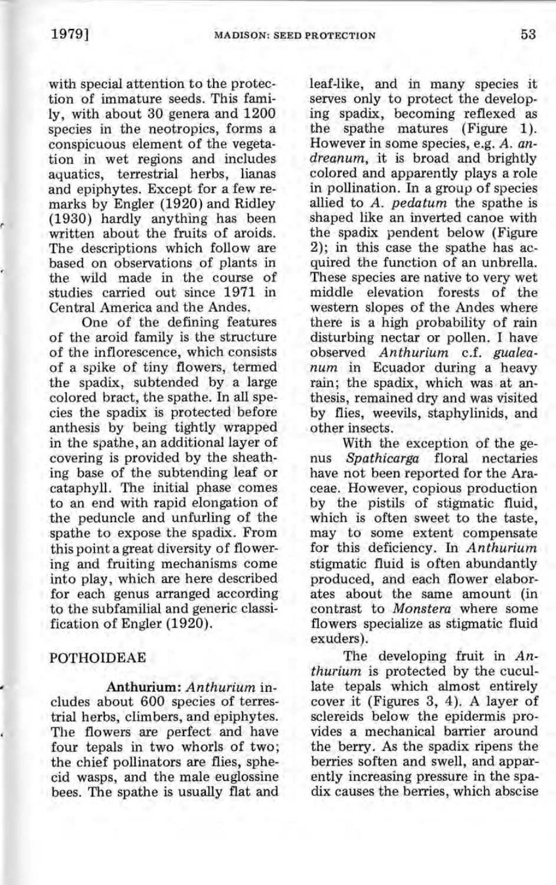with special attention to the protection of immature seeds. This family, with about 30 genera and 1200 species in the neotropics, forms a conspicuous element of the vegetation in wet regions and includes aquatics, terrestrial herbs, lianas and epiphytes. Except for a few remarks by Engler (1920) and Ridley (1930) hardly anything has been written about the fruits of aroids. The descriptions which follow are based on observations of plants in the wild made in the course of studies carried out since 1971 in Central America and the Andes.

One of the defining features of the aroid family is the structure of the inflorescence, which consists of a spike of tiny flowers, termed the spadix, subtended by a large colored bract, the spathe. In all species the spadix is protected before anthesis by being tightly wrapped in the spathe, an additional layer of covering is provided by the sheathing base of the subtending leaf or cataphyll. The initial phase comes to an end with rapid elongation of the peduncle and unfurling of the spathe to expose the spadix. From this point a great diversity of flowering and fruiting mechanisms come into play, which are here described for each genus arranged according to the subfamilial and generic classification of Engler (1920).

## POTHOIDEAE

**Anthurium:** *Anthurium* includes about 600 species of terrestrial herbs, climbers, and epiphytes. The flowers are perfect and have four tepals in two whorls of two; the chief pollinators are flies, sphecid wasps, and the male euglossine bees. The spathe is usually flat and leaf-like, and in many species it serves only to protect the developing spadix, becoming reflexed as the spathe matures (Figure 1). However in some species, e.g. *A. andreanum*, it is broad and brightly colored and apparently plays a role in pollination. In a group of species allied to *A. pedatum* the spathe is shaped like an inverted canoe with the spadix pendent below (Figure 2); in this case the spathe has acquired the function of an unbrella. These species are native to very wet middle elevation forests of the western slopes of the Andes where there is a high probability of rain disturbing nectar or pollen. I have observed *Anthurium* c.f. *gualeanum* in Ecuador during a heavy rain; the spadix, which was at anthesis, remained dry and was visited by flies, weevils, staphylinids, and other insects.

With the exception of the genus *Spathicarpa* floral nectaries have not been reported for the Araceae. However, copious production by the pistils of stigmatic fluid, which is often sweet to the taste, may to some extent compensate for this deficiency. In *Anthurium* stigmatic fluid is often abundantly produced, and each flower elaborates about the same amount (in contrast to *Monstera* where some flowers specialize as stigmatic fluid exuders).

The developing fruit in *Anthurium* is protected by the cucullate tepals which almost entirely cover it (Figures 3, 4). A layer of sclereids below the epidermis provides a mechanical barrier around the berry. As the spadix ripens the berries soften and swell, and apparently increasing pressure in the spadix causes the berries, which abscise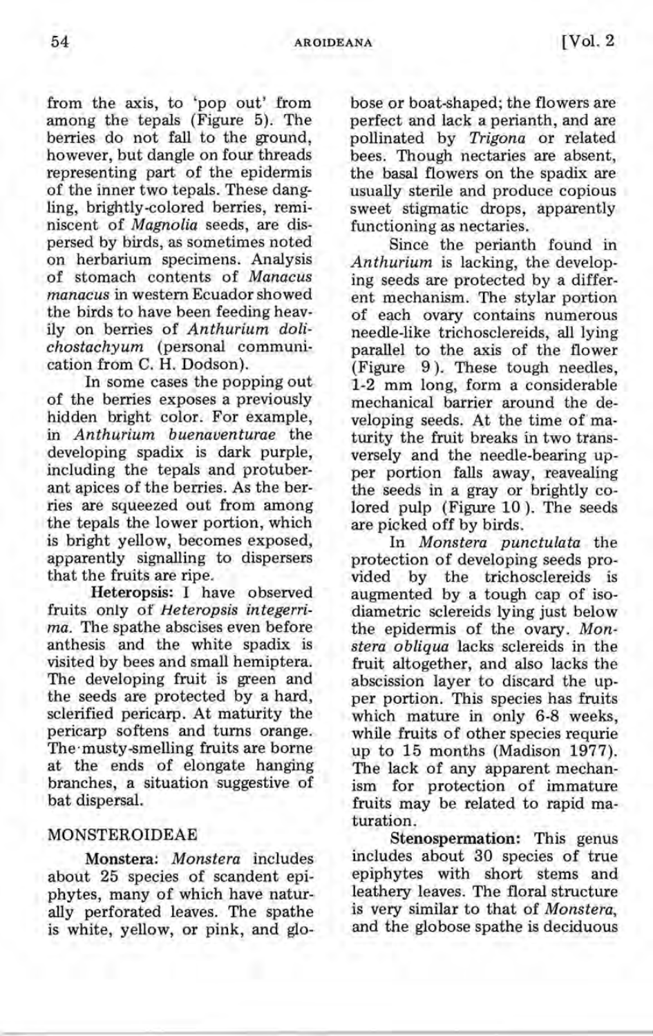from the axis, to 'pop out' from among the tepals (Figure 5). The berries do not fall to the ground, however, but dangle on four threads representing part of the epidermis of the inner two tepals. These dangling, brightly-colored berries, reminiscent of *Magnolia* seeds, are dispersed by birds, as sometimes noted on herbarium specimens. Analysis of stomach contents of *Manacus manacus* in western Ecuador showed the birds to have been feeding heavily on berries of *Anthurium dolichostachyum* (personal communication from C. H. Dodson).

In some cases the popping out of the berries exposes a previously hidden bright color. For example, in *Anthurium buenaventurae* the developing spadix is dark purple, including the tepals and protuberant apices of the berries. As the berries are squeezed out from among the tepals the lower portion, which is bright yellow, becomes exposed, apparently signalling to dispersers that the fruits are ripe.

**Heteropsis:** I have observed fruits only of *Heteropsis integerrima*. The spathe abscises even before anthesis and the white spadix is visited by bees and small hemiptera. The developing fruit is green and the seeds are protected by a hard, sclerified pericarp. At maturity the pericarp softens and turns orange. The musty-smelling fruits are borne at the ends of elongate hanging branches, a situation suggestive of bat dispersal.

## MONSTEROIDEAE

**Monstera:** *Monstera* includes about 25 species of scandent epiphytes, many of which have naturally perforated leaves. The spathe is white, yellow, or pink, and globose or boat-shaped; the flowers are perfect and lack a perianth, and are pollinated by *Trigona* or related bees. Though nectaries are absent, the basal flowers on the spadix are usually sterile and produce copious sweet stigmatic drops, apparently functioning as nectaries.

Since the perianth found in *Anthurium* is lacking, the developing seeds are protected by a different mechanism. The stylar portion of each ovary contains numerous needle-like trichosclereids, all lying parallel to the axis of the flower (Figure 9). These tough needles, 1-2 mm long, form a considerable mechanical barrier around the developing seeds. At the time of maturity the fruit breaks in two transversely and the needle-bearing upper portion falls away, reavealing the seeds in a gray or brightly colored pulp (Figure 10). The seeds are picked off by birds.

In *Monstera punctulata* the protection of developing seeds provided by the trichosclereids is augmented by a tough cap of isodiametric sclereids lying just below the epidermis of the ovary. *Monstera obliqua* lacks sclereids in the fruit altogether, and also lacks the abscission layer to discard the upper portion. This species has fruits which mature in only 6-8 weeks, while fruits of other species requrie up to 15 months (Madison 1977). The lack of any apparent mechanism for protection of immature fruits may be related to rapid maturation.

**Stenospermation:** This genus includes about 30 species of true epiphytes with short stems and leathery leaves. The floral structure is very similar to that of *Monstera*, and the globose spathe is deciduous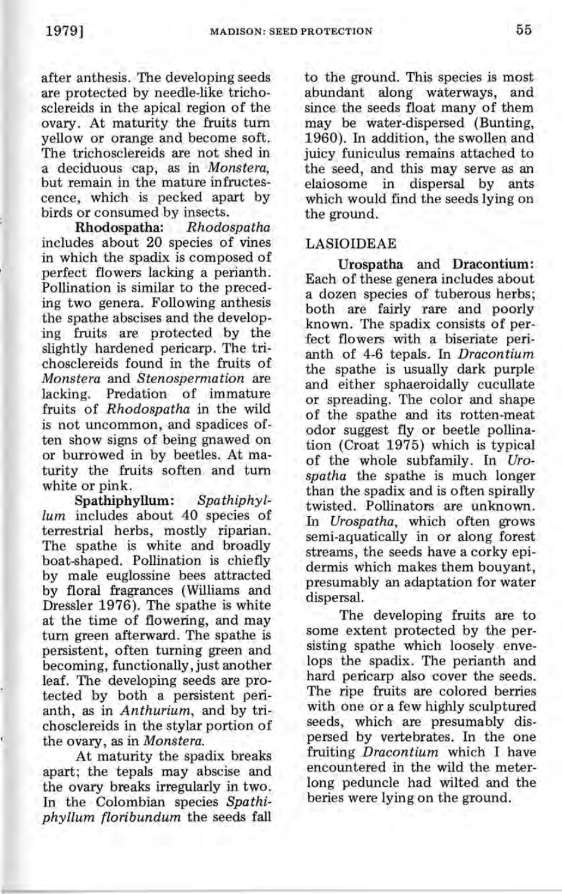after anthesis. The developing seeds are protected by needle-like trichosclereids in the apical region of the ovary. At maturity the fruits turn yellow or orange and become soft. The trichosclereids are not shed in a deciduous cap, as in *Monstera*, but remain in the mature infructescence, which is pecked apart by birds or consumed by insects.

**Rhodospatha:** *Rhodospatha* includes about 20 species of vines in which the spadix is composed of perfect flowers lacking a perianth. Pollination is similar to the preceding two genera. Following anthesis the spathe abscises and the developing fruits are protected by the slightly hardened pericarp. The trichosclereids found in the fruits of *Monstera* and *Stenospermation* are lacking. Predation of immature fruits of *Rhodospatha* in the wild is not uncommon, and spadices often show signs of being gnawed on or burrowed in by beetles. At maturity the fruits soften and turn white or pink.

**Spathiphyllum:** *Spathiphyllum* includes about 40 species of terrestrial herbs, mostly riparian. The spathe is white and broadly boat-shaped. Pollination is chiefly by male euglossine bees attracted by floral fragrances (Williams and Dressler 1976). The spathe is white at the time of flowering, and may turn green afterward. The spathe is persistent, often turning green and becoming, functionally, just another leaf. The developing seeds are protected by both a persistent perianth, as in *Anthurium*, and by trichosclereids in the stylar portion of the ovary, as in *Monstera*.

At maturity the spadix breaks apart; the tepals may abscise and the ovary breaks irregularly in two. In the Colombian species *Spathiphyllum floribundum* the seeds fall to the ground. This species is most abundant along waterways, and since the seeds float many of them may be water-dispersed (Bunting, 1960). In addition, the swollen and juicy funiculus remains attached to the seed, and this may serve as an elaiosome in dispersal by ants which would find the seeds lying on the ground.

## LASIOIDEAE

**Urospatha** and **Dracontium:** Each of these genera includes about a dozen species of tuberous herbs; both are fairly rare and poorly known. The spadix consists of perfect flowers with a biseriate perianth of 4-6 tepals. In *Dracontium* the spathe is usually dark purple and either sphaeroidally cucullate or spreading. The color and shape of the spathe and its rotten-meat odor suggest fly or beetle pollination (Croat 1975) which is typical of the whole subfamily. In *Urospatha* the spathe is much longer than the spadix and is often spirally twisted. Pollinators are unknown. In *Urospatha*, which often grows semi-aquatically in or along forest streams, the seeds have a corky epidermis which makes them bouyant, presumably an adaptation for water dispersal.

The developing fruits are to some extent protected by the persisting spathe which loosely envelops the spadix. The perianth and hard pericarp also cover the seeds. The ripe fruits are colored berries with one or a few highly sculptured seeds, which are presumably dispersed by vertebrates. In the one fruiting *Dracontium* which I have encountered in the wild the meter-long peduncle had wilted and the beries were lying on the ground.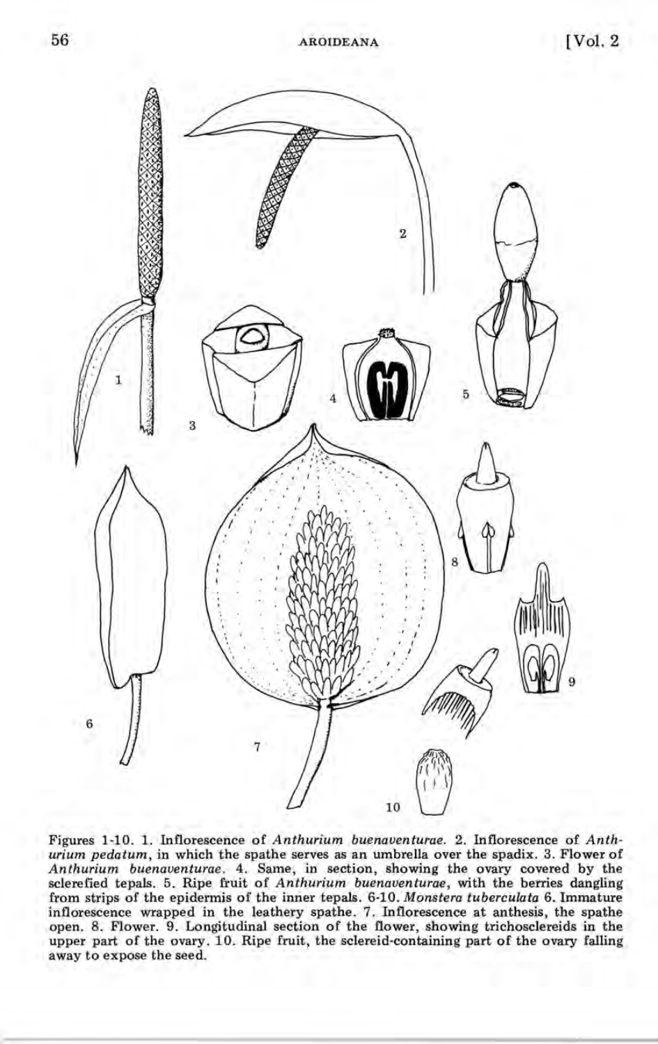Figures 1-10. 1. Inflorescence of *Anthurium buenaventurae*. 2. Inflorescence of *Anthurium pedatum*, in which the spathe serves as an umbrella over the spadix. 3. Flower of *Anthurium buenaventurae*. 4. Same, in section, showing the ovary covered by the sclerefied tepals. 5. Ripe fruit of *Anthurium buenaventurae*, with the berries dangling from strips of the epidermis of the inner tepals. 6-10. *Monstera tuberculata* 6. Immature inflorescence wrapped in the leathery spathe. 7. Inflorescence at anthesis, the spathe open. 8. Flower. 9. Longitudinal section of the flower, showing trichosclereids in the upper part of the ovary. 10. Ripe fruit, the sclereid-containing part of the ovary falling away to expose the seed.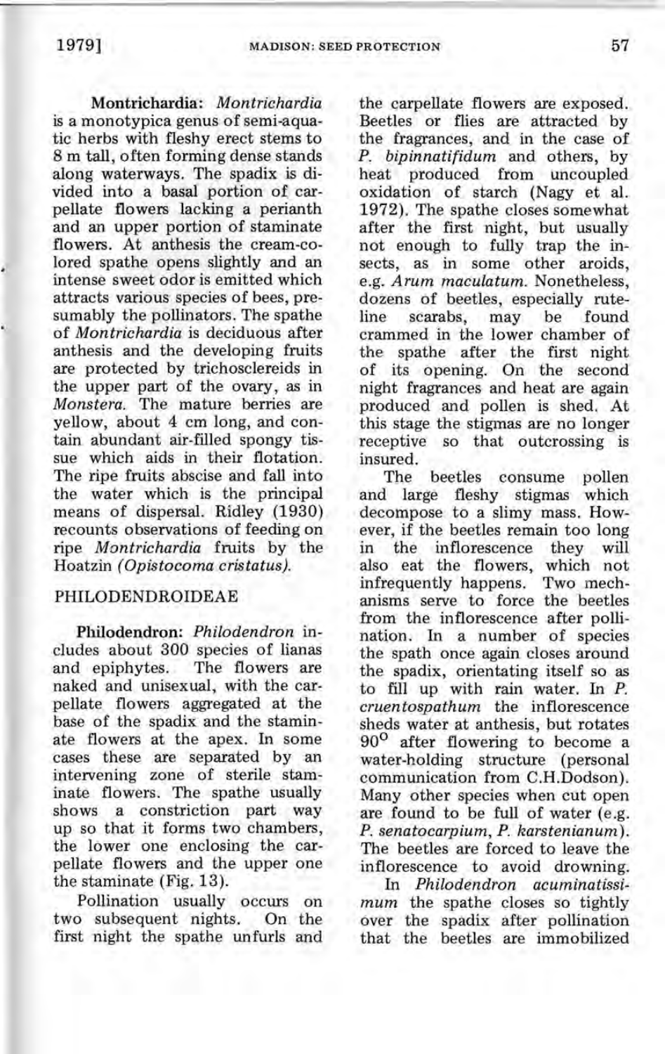**Montrichardia:** *Montrichardia* is a monotypica genus of semi-aquatic herbs with fleshy erect stems to 8 m tall, often forming dense stands along waterways. The spadix is divided into a basal portion of carpellate flowers lacking a perianth and an upper portion of staminate flowers. At anthesis the cream-colored spathe opens slightly and an intense sweet odor is emitted which attracts various species of bees, presumably the pollinators. The spathe of *Montrichardia* is deciduous after anthesis and the developing fruits are protected by trichosclereids in the upper part of the ovary, as in *Monstera*. The mature berries are yellow, about 4 cm long, and contain abundant air-filled spongy tissue which aids in their flotation. The ripe fruits abscise and fall into the water which is the principal means of dispersal. Ridley (1930) recounts observations of feeding on ripe *Montrichardia* fruits by the Hoatzin *(Opistocoma cristatus)*.

## PHILODENDROIDEAE

**Philodendron:** *Philodendron* includes about 300 species of lianas and epiphytes. The flowers are naked and unisexual, with the carpellate flowers aggregated at the base of the spadix and the staminate flowers at the apex. In some cases these are separated by an intervening zone of sterile staminate flowers. The spathe usually shows a constriction part way up so that it forms two chambers, the lower one enclosing the carpellate flowers and the upper one the staminate (Fig. 13).

Pollination usually occurs on two subsequent nights. On the first night the spathe unfurls and the carpellate flowers are exposed. Beetles or flies are attracted by the fragrances, and in the case of *P. bipinnatifidum* and others, by heat produced from uncoupled oxidation of starch (Nagy et al. 1972). The spathe closes somewhat after the first night, but usually not enough to fully trap the insects, as in some other aroids, e.g. *Arum maculatum*. Nonetheless, dozens of beetles, especially ruteline scarabs, may be found crammed in the lower chamber of the spathe after the first night of its opening. On the second night fragrances and heat are again produced and pollen is shed. At this stage the stigmas are no longer receptive so that outcrossing is insured.

The beetles consume pollen and large fleshy stigmas which decompose to a slimy mass. However, if the beetles remain too long in the inflorescence they will also eat the flowers, which not infrequently happens. Two mechanisms serve to force the beetles from the inflorescence after pollination. In a number of species the spath once again closes around the spadix, orientating itself so as to fill up with rain water. In *P. cruentospathum* the inflorescence sheds water at anthesis, but rotates 90° after flowering to become a water-holding structure (personal communication from C.H.Dodson). Many other species when cut open are found to be full of water (e.g. *P. senatocarpium*, *P. karstenianum*). The beetles are forced to leave the inflorescence to avoid drowning.

In *Philodendron acuminatissimum* the spathe closes so tightly over the spadix after pollination that the beetles are immobilized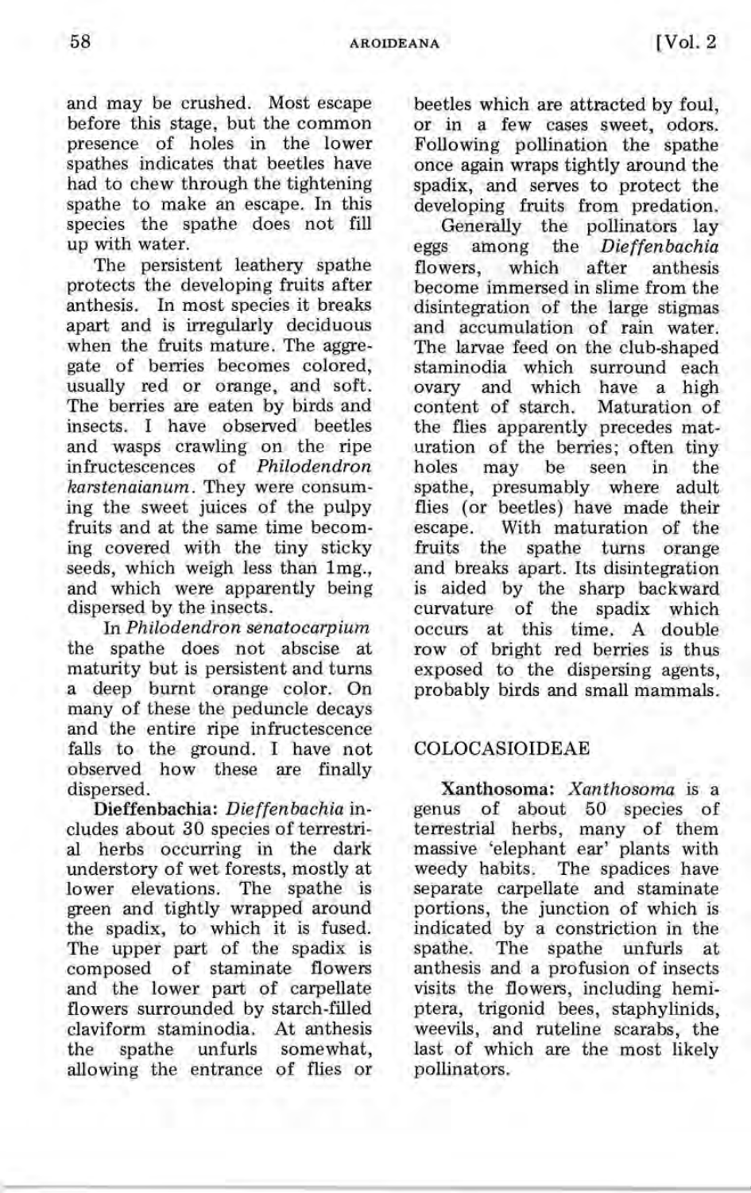and may be crushed. Most escape before this stage, but the common presence of holes in the lower spathes indicates that beetles have had to chew through the tightening spathe to make an escape. In this species the spathe does not fill up with water.

The persistent leathery spathe protects the developing fruits after anthesis. In most species it breaks apart and is irregularly deciduous when the fruits mature. The aggregate of berries becomes colored, usually red or orange, and soft. The berries are eaten by birds and insects. I have observed beetles and wasps crawling on the ripe infructescences of *Philodendron karstenaianum*. They were consuming the sweet juices of the pulpy fruits and at the same time becoming covered with the tiny sticky seeds, which weigh less than 1mg., and which were apparently being dispersed by the insects.

In *Philodendron senatocarpium* the spathe does not abscise at maturity but is persistent and turns a deep burnt orange color. On many of these the peduncle decays and the entire ripe infructescence falls to the ground. I have not observed how these are finally dispersed.

**Dieffenbachia:** *Dieffenbachia* includes about 30 species of terrestrial herbs occurring in the dark understory of wet forests, mostly at lower elevations. The spathe is green and tightly wrapped around the spadix, to which it is fused. The upper part of the spadix is composed of staminate flowers and the lower part of carpellate flowers surrounded by starch-filled claviform staminodia. At anthesis the spathe unfurls somewhat, allowing the entrance of flies or beetles which are attracted by foul, or in a few cases sweet, odors. Following pollination the spathe once again wraps tightly around the spadix, and serves to protect the developing fruits from predation.

Generally the pollinators lay eggs among the *Dieffenbachia* flowers, which after anthesis become immersed in slime from the disintegration of the large stigmas and accumulation of rain water. The larvae feed on the club-shaped staminodia which surround each ovary and which have a high content of starch. Maturation of the flies apparently precedes maturation of the berries; often tiny holes may be seen in the spathe, presumably where adult flies (or beetles) have made their escape. With maturation of the fruits the spathe turns orange and breaks apart. Its disintegration is aided by the sharp backward curvature of the spadix which occurs at this time. A double row of bright red berries is thus exposed to the dispersing agents, probably birds and small mammals.

## COLOCASIOIDEAE

**Xanthosoma:** *Xanthosoma* is a genus of about 50 species of terrestrial herbs, many of them massive 'elephant ear' plants with weedy habits. The spadices have separate carpellate and staminate portions, the junction of which is indicated by a constriction in the spathe. The spathe unfurls at anthesis and a profusion of insects visits the flowers, including hemiptera, trigonid bees, staphylinids, weevils, and ruteline scarabs, the last of which are the most likely pollinators.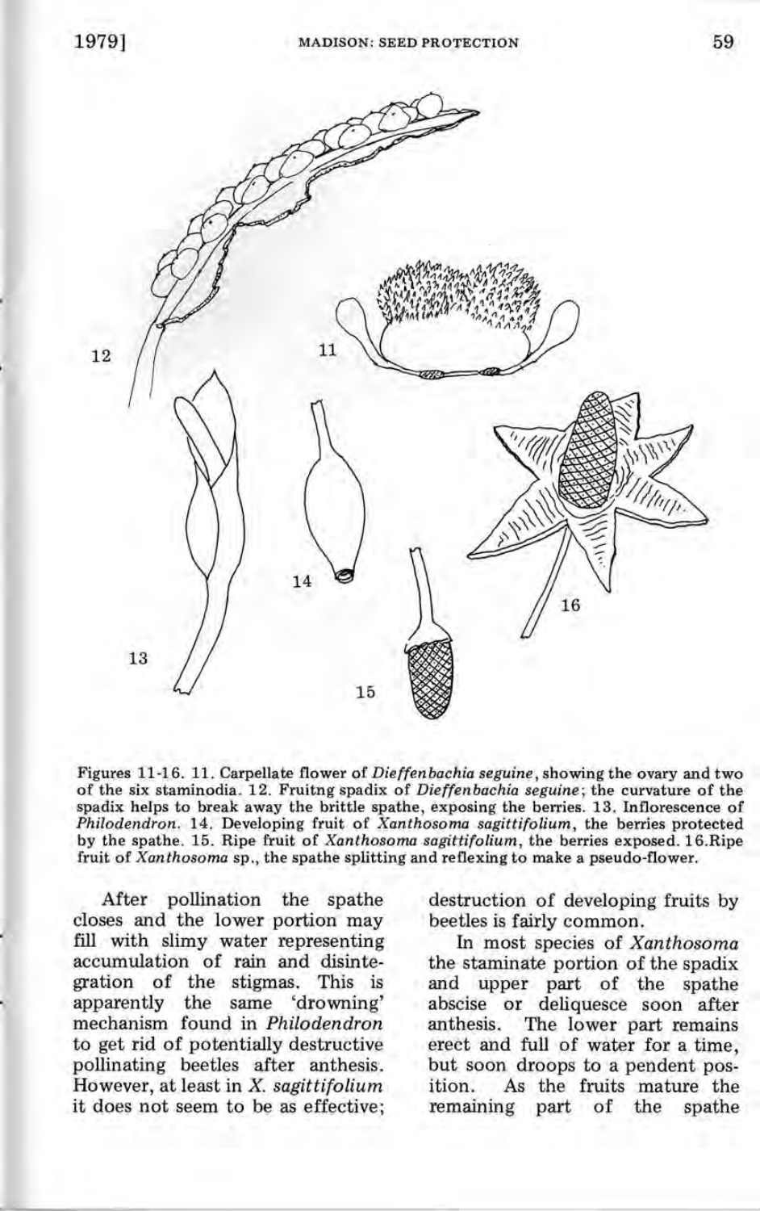Figures 11-16. 11. Carpellate flower of *Dieffenbachia seguine*, showing the ovary and two of the six staminodia. 12. Fruitng spadix of *Dieffenbachia seguine*; the curvature of the spadix helps to break away the brittle spathe, exposing the berries. 13. Inflorescence of *Philodendron*. 14. Developing fruit of *Xanthosoma sagittifolium*, the berries protected by the spathe. 15. Ripe fruit of *Xanthosoma sagittifolium*, the berries exposed. 16. Ripe fruit of *Xanthosoma* sp., the spathe splitting and reflexing to make a pseudo-flower.

After pollination the spathe closes and the lower portion may fill with slimy water representing accumulation of rain and disintegration of the stigmas. This is apparently the same 'drowning' mechanism found in *Philodendron* to get rid of potentially destructive pollinating beetles after anthesis. However, at least in *X. sagittifolium* it does not seem to be as effective; destruction of developing fruits by beetles is fairly common.

In most species of *Xanthosoma* the staminate portion of the spadix and upper part of the spathe abscise or deliquesce soon after anthesis. The lower part remains erect and full of water for a time, but soon droops to a pendent position. As the fruits mature the remaining part of the spathe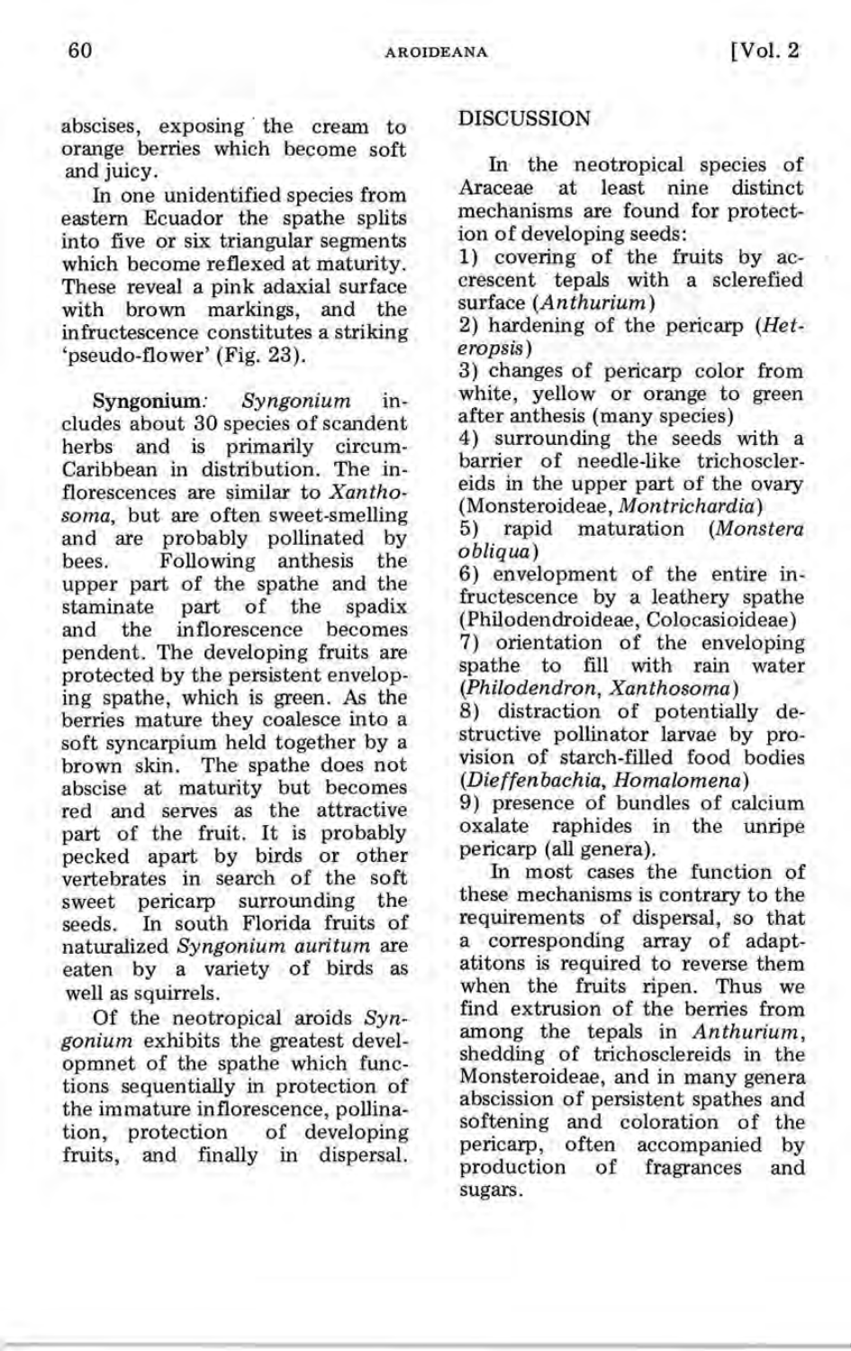abscises, exposing the cream to orange berries which become soft and juicy.

In one unidentified species from eastern Ecuador the spathe splits into five or six triangular segments which become reflexed at maturity. These reveal a pink adaxial surface with brown markings, and the infructescence constitutes a striking 'pseudo-flower' (Fig. 23).

**Syngonium**: *Syngonium* includes about 30 species of scandent herbs and is primarily circum-Caribbean in distribution. The inflorescences are similar to *Xanthosoma*, but are often sweet-smelling and are probably pollinated by bees. Following anthesis the upper part of the spathe and the staminate part of the spadix and the inflorescence becomes pendent. The developing fruits are protected by the persistent enveloping spathe, which is green. As the berries mature they coalesce into a soft syncarpium held together by a brown skin. The spathe does not abscise at maturity but becomes red and serves as the attractive part of the fruit. It is probably pecked apart by birds or other vertebrates in search of the soft sweet pericarp surrounding the seeds. In south Florida fruits of naturalized *Syngonium auritum* are eaten by a variety of birds as well as squirrels.

Of the neotropical aroids *Syngonium* exhibits the greatest developmnet of the spathe which functions sequentially in protection of the immature inflorescence, pollination, protection of developing fruits, and finally in dispersal.

## DISCUSSION

In the neotropical species of Araceae at least nine distinct mechanisms are found for protection of developing seeds:

1) covering of the fruits by accrescent tepals with a sclerefied surface (*Anthurium*)

2) hardening of the pericarp (*Heteropsis*)

3) changes of pericarp color from white, yellow or orange to green after anthesis (many species)

4) surrounding the seeds with a barrier of needle-like trichosclereids in the upper part of the ovary (Monsteroideae, *Montrichardia*)

5) rapid maturation (*Monstera obliqua*)

6) envelopment of the entire infructescence by a leathery spathe (Philodendroideae, Colocasioideae)

7) orientation of the enveloping spathe to fill with rain water (*Philodendron*, *Xanthosoma*)

8) distraction of potentially destructive pollinator larvae by provision of starch-filled food bodies (*Dieffenbachia*, *Homalomena*)

9) presence of bundles of calcium oxalate raphides in the unripe pericarp (all genera).

In most cases the function of these mechanisms is contrary to the requirements of dispersal, so that a corresponding array of adaptatitons is required to reverse them when the fruits ripen. Thus we find extrusion of the berries from among the tepals in *Anthurium*, shedding of trichosclereids in the Monsteroideae, and in many genera abscission of persistent spathes and softening and coloration of the pericarp, often accompanied by production of fragrances and sugars.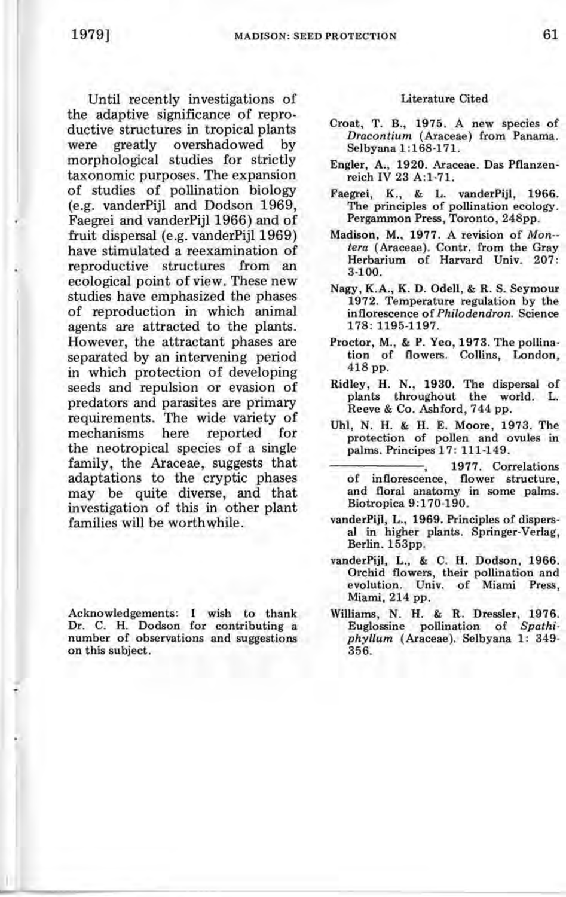Until recently investigations of the adaptive significance of reproductive structures in tropical plants were greatly overshadowed by morphological studies for strictly taxonomic purposes. The expansion of studies of pollination biology (e.g. vanderPijl and Dodson 1969, Faegrei and vanderPijl 1966) and of fruit dispersal (e.g. vanderPijl 1969) have stimulated a reexamination of reproductive structures from an ecological point of view. These new studies have emphasized the phases of reproduction in which animal agents are attracted to the plants. However, the attractant phases are separated by an intervening period in which protection of developing seeds and repulsion or evasion of predators and parasites are primary requirements. The wide variety of mechanisms here reported for the neotropical species of a single family, the Araceae, suggests that adaptations to the cryptic phases may be quite diverse, and that investigation of this in other plant families will be worthwhile.

Acknowledgements: I wish to thank Dr. C. H. Dodson for contributing a number of observations and suggestions on this subject.

## Literature Cited

Croat, T. B., 1975. A new species of *Dracontium* (Araceae) from Panama. Selbyana 1:168-171.

Engler, A., 1920. Araceae. Das Pflanzenreich IV 23 A:1-71.

Faegrei, K., & L. vanderPijl, 1966. The principles of pollination ecology. Pergammon Press, Toronto, 248pp.

Madison, M., 1977. A revision of *Monstera* (Araceae). Contr. from the Gray Herbarium of Harvard Univ. 207: 3-100.

Nagy, K.A., K. D. Odell, & R. S. Seymour 1972. Temperature regulation by the inflorescence of *Philodendron*. Science 178: 1195-1197.

Proctor, M., & P. Yeo, 1973. The pollination of flowers. Collins, London, 418 pp.

Ridley, H. N., 1930. The dispersal of plants throughout the world. L. Reeve & Co. Ashford, 744 pp.

Uhl, N. H. & H. E. Moore, 1973. The protection of pollen and ovules in palms. Principes 17: 111-149.

———, 1977. Correlations of inflorescence, flower structure, and floral anatomy in some palms. Biotropica 9:170-190.

vanderPijl, L., 1969. Principles of dispersal in higher plants. Springer-Verlag, Berlin. 153pp.

vanderPijl, L., & C. H. Dodson, 1966. Orchid flowers, their pollination and evolution. Univ. of Miami Press, Miami, 214 pp.

Williams, N. H. & R. Dressler, 1976. Euglossine pollination of *Spathiphyllum* (Araceae). Selbyana 1: 349-356.